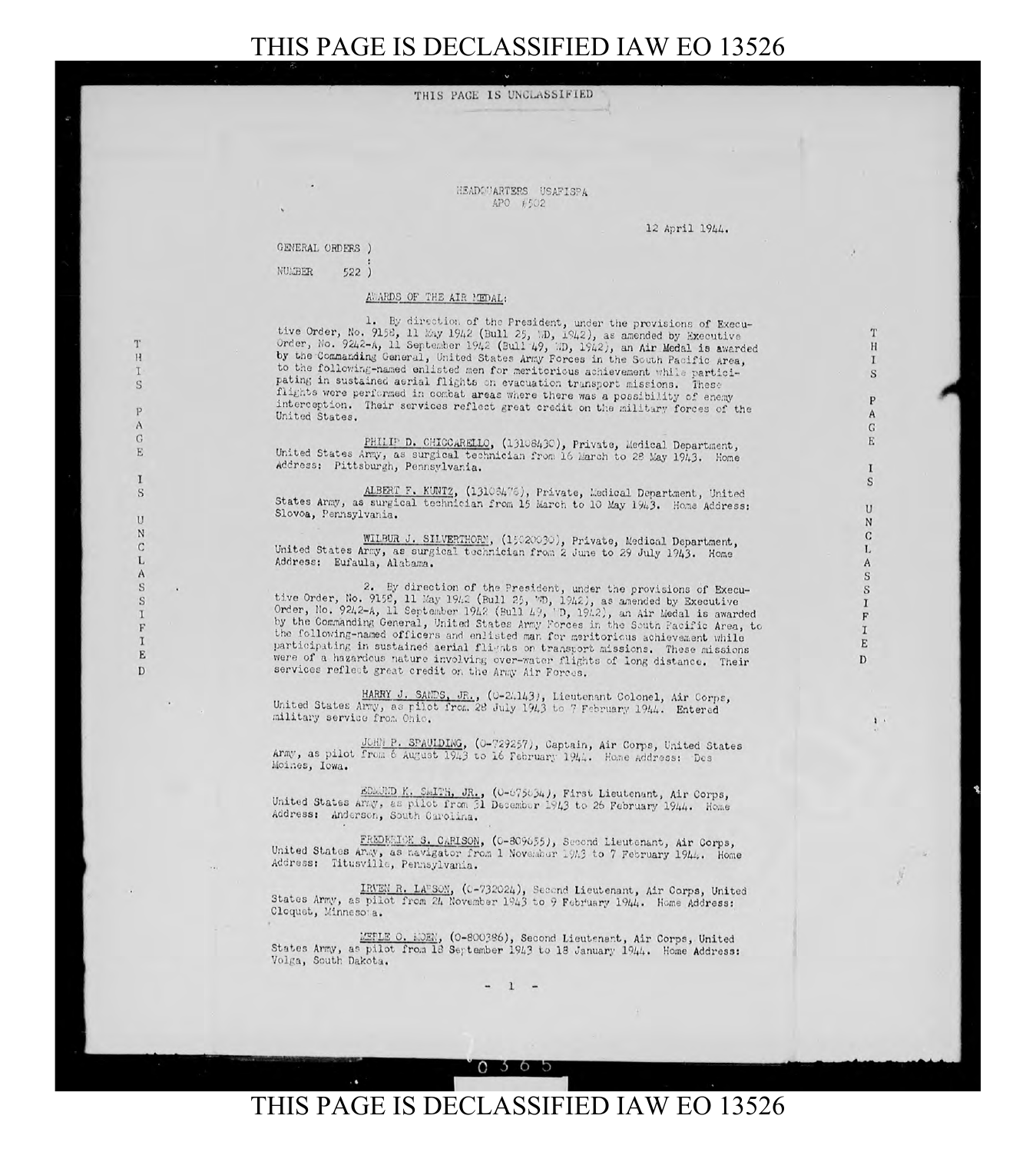HEADQUARTERS USAFISPA
APO #502

12 April 1944.

GENERAL ORDERS )
:
NUMBER 522 )

AWARDS OF THE AIR MEDAL:

1. By direction of the President, under the provisions of Executive Order, No. 9158, 11 May 1942 (Bull 25, WD, 1942), as amended by Executive Order, No. 9242-A, 11 September 1942 (Bull 49, WD, 1942), an Air Medal is awarded by the Commanding General, United States Army Forces in the South Pacific Area, to the following-named enlisted men for meritorious achievement while participating in sustained aerial flights on evacuation transport missions. These flights were performed in combat areas where there was a possibility of enemy interception. Their services reflect great credit on the military forces of the United States.

PHILIP D. CHICCARELLO, (13108430), Private, Medical Department, United States Army, as surgical technician from 16 March to 28 May 1943. Home Address: Pittsburgh, Pennsylvania.

ALBERT F. KUNTZ, (13108476), Private, Medical Department, United States Army, as surgical technician from 15 March to 10 May 1943. Home Address: Slovoa, Pennsylvania.

WILBUR J. SILVERTHORN, (15020090), Private, Medical Department, United States Army, as surgical technician from 2 June to 29 July 1943. Home Address: Eufaula, Alabama.

2. By direction of the President, under the provisions of Executive Order, No. 9158, 11 May 1942 (Bull 25, WD, 1942), as amended by Executive Order, No. 9242-A, 11 September 1942 (Bull 49, WD, 1942), an Air Medal is awarded by the Commanding General, United States Army Forces in the South Pacific Area, to the following-named officers and enlisted man for meritorious achievement while participating in sustained aerial flights on transport missions. These missions were of a hazardous nature involving over-water flights of long distance. Their services reflect great credit on the Army Air Forces.

HARRY J. SANDS, JR., (O-21143), Lieutenant Colonel, Air Corps, United States Army, as pilot from 28 July 1943 to 7 February 1944. Entered military service from Ohio.

JOHN P. SPAULDING, (O-729257), Captain, Air Corps, United States Army, as pilot from 6 August 1943 to 16 February 1944. Home Address: Des Moines, Iowa.

EDMUND K. SMITH, JR., (O-675634), First Lieutenant, Air Corps, United States Army, as pilot from 31 December 1943 to 26 February 1944. Home Address: Anderson, South Carolina.

FREDERICK S. CARLSON, (O-809655), Second Lieutenant, Air Corps, United States Army, as navigator from 1 November 1943 to 7 February 1944. Home Address: Titusville, Pennsylvania.

IRVEN R. LARSON, (O-732024), Second Lieutenant, Air Corps, United States Army, as pilot from 24 November 1943 to 9 February 1944. Home Address: Cloquet, Minnesota.

MERLE O. MOEN, (O-800386), Second Lieutenant, Air Corps, United States Army, as pilot from 18 September 1943 to 18 January 1944. Home Address: Volga, South Dakota.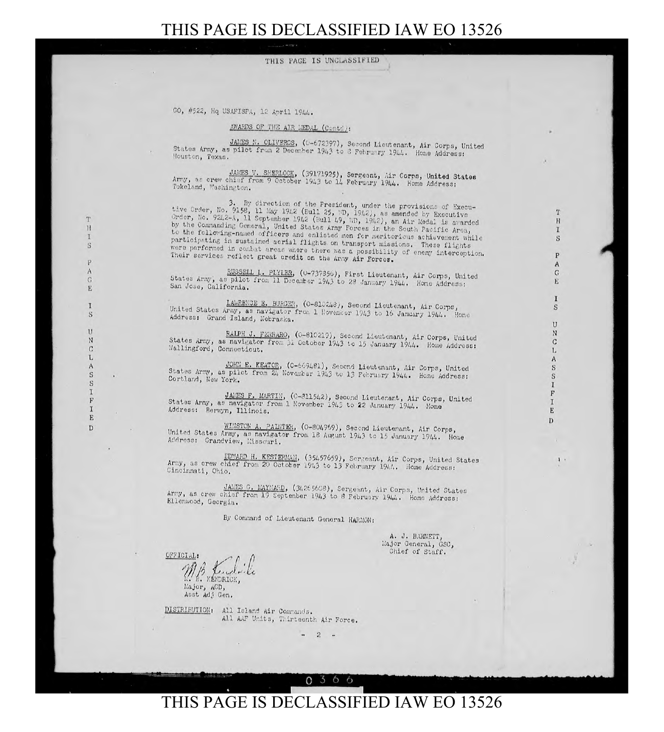THIS PAGE IS DECLASSIFIED IAW EO 13526

THIS PAGE IS UNCLASSIFIED

GO, #522, Hq USAFISPA, 12 April 1944.

AWARDS OF THE AIR MEDAL (Contd):

JAMES N. OLIVEROS, (O-672397), Second Lieutenant, Air Corps, United States Army, as pilot from 2 December 1943 to 8 February 1944. Home Address: Houston, Texas.

JAMES V. SHERLOCK, (39171925), Sergeant, Air Corps, United States Army, as crew chief from 9 October 1943 to 14 February 1944. Home Address: Tokeland, Washington.

3. By direction of the President, under the provisions of Executive Order, No. 9158, 11 May 1942 (Bull 25, WD, 1942), as amended by Executive Order, No. 9242-A, 11 September 1942 (Bull 49, WD, 1942), an Air Medal is awarded by the Commanding General, United States Army Forces in the South Pacific Area, to the following-named officers and enlisted men for meritorious achievement while participating in sustained aerial flights on transport missions. These flights were performed in combat areas where there was a possibility of enemy interception. Their services reflect great credit on the Army Air Forces.

RUSSELL L. PLYLER, (O-737856), First Lieutenant, Air Corps, United States Army, as pilot from 11 December 1943 to 28 January 1944. Home Address: San Jose, California.

LAWRENCE E. BURGER, (O-810248), Second Lieutenant, Air Corps, United States Army, as navigator from 1 November 1943 to 16 January 1944. Home Address: Grand Island, Nebraska.

RALPH J. FERRARO, (O-810219), Second Lieutenant, Air Corps, United States Army, as navigator from 31 October 1943 to 15 January 1944. Home Address: Wallingford, Connecticut.

JOHN E. KEATOR, (O-669481), Second Lieutenant, Air Corps, United States Army, as pilot from 24 November 1943 to 13 February 1944. Home Address: Cortland, New York.

JAMES F. MARTIN, (O-811542), Second Lieutenant, Air Corps, United States Army, as navigator from 1 November 1943 to 22 January 1944. Home Address: Berwyn, Illinois.

WINSTON A. PAINTER, (O-804969), Second Lieutenant, Air Corps, United States Army, as navigator from 18 August 1943 to 15 January 1944. Home Address: Grandview, Missouri.

EDWARD H. KESTERMAN, (35457659), Sergeant, Air Corps, United States Army, as crew chief from 20 October 1943 to 13 February 1944. Home Address: Cincinnati, Ohio.

JAMES G. MAYNARD, (34265608), Sergeant, Air Corps, United States Army, as crew chief from 19 September 1943 to 8 February 1944. Home Address: Ellenwood, Georgia.

By Command of Lieutenant General HARMON:

A. J. BARNETT,
Major General, GSC,
Chief of Staff.

OFFICIAL:

M. B. KENDRICK,
Major, AGD,
Asst Adj Gen.

DISTRIBUTION: All Island Air Commands.
All AAF Units, Thirteenth Air Force.

0366

THIS PAGE IS DECLASSIFIED IAW EO 13526